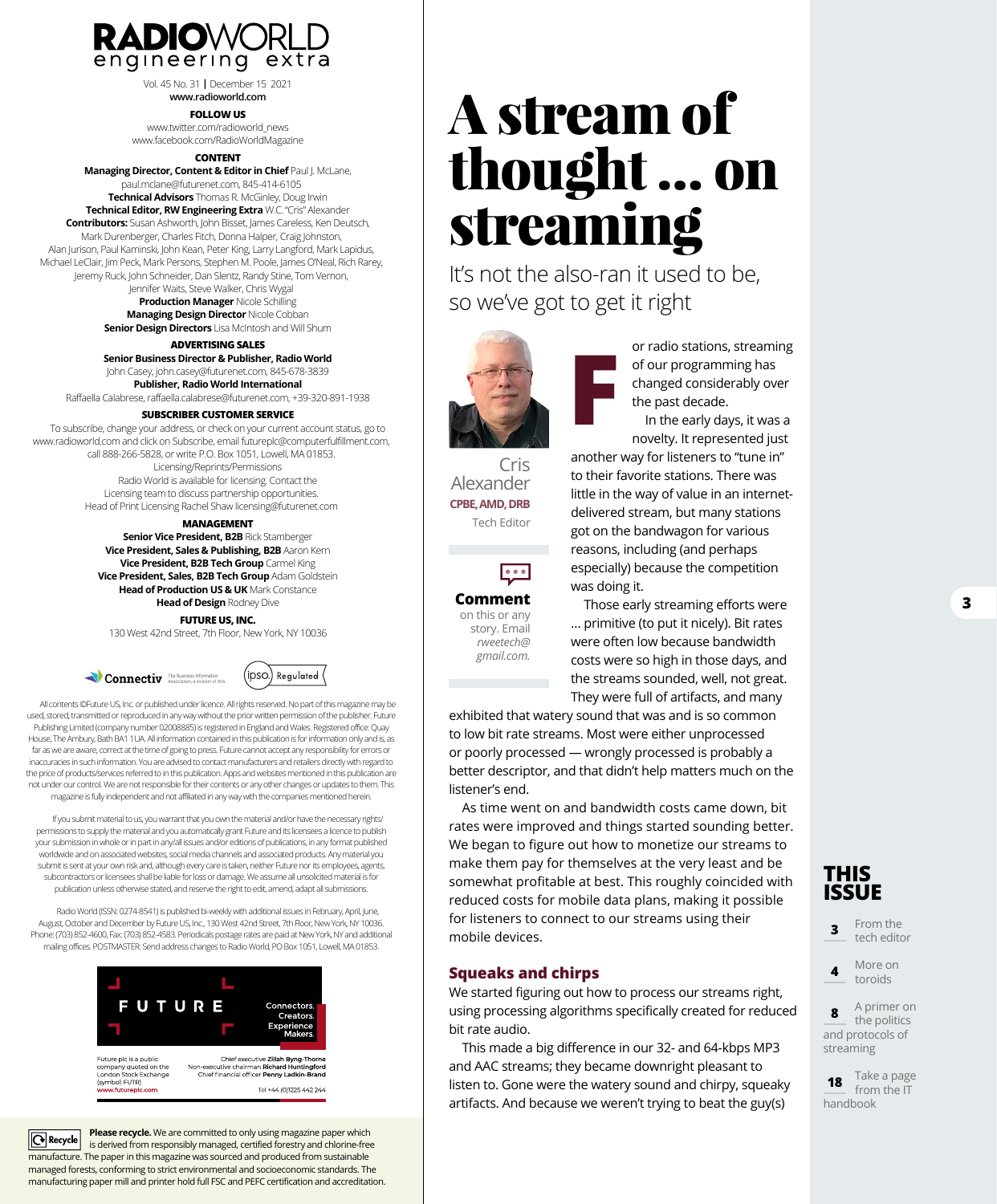# RADIOWORLD engineering extra

Vol. 45 No. 31 | December 15 2021
www.radioworld.com

**FOLLOW US**
www.twitter.com/radioworld_news
www.facebook.com/RadioWorldMagazine

**CONTENT**

**Managing Director, Content & Editor in Chief** Paul J. McLane, paul.mclane@futurenet.com, 845-414-6105
**Technical Advisors** Thomas R. McGinley, Doug Irwin
**Technical Editor, RW Engineering Extra** W.C. "Cris" Alexander
**Contributors:** Susan Ashworth, John Bisset, James Careless, Ken Deutsch, Mark Durenberger, Charles Fitch, Donna Halper, Craig Johnston, Alan Jurison, Paul Kaminski, John Kean, Peter King, Larry Langford, Mark Lapidus, Michael LeClair, Jim Peck, Mark Persons, Stephen M. Poole, James O'Neal, Rich Rarey, Jeremy Ruck, John Schneider, Dan Slentz, Randy Stine, Tom Vernon, Jennifer Waits, Steve Walker, Chris Wygal
**Production Manager** Nicole Schilling
**Managing Design Director** Nicole Cobban
**Senior Design Directors** Lisa McIntosh and Will Shum

**ADVERTISING SALES**

**Senior Business Director & Publisher, Radio World** John Casey, john.casey@futurenet.com, 845-678-3839
**Publisher, Radio World International** Raffaella Calabrese, raffaella.calabrese@futurenet.com, +39-320-891-1938

**SUBSCRIBER CUSTOMER SERVICE**

To subscribe, change your address, or check on your current account status, go to www.radioworld.com and click on Subscribe, email futureplc@computerfulfillment.com, call 888-266-5828, or write P.O. Box 1051, Lowell, MA 01853.
Licensing/Reprints/Permissions
Radio World is available for licensing. Contact the Licensing team to discuss partnership opportunities.
Head of Print Licensing Rachel Shaw licensing@futurenet.com

**MANAGEMENT**

**Senior Vice President, B2B** Rick Stamberger
**Vice President, Sales & Publishing, B2B** Aaron Kern
**Vice President, B2B Tech Group** Carmel King
**Vice President, Sales, B2B Tech Group** Adam Goldstein
**Head of Production US & UK** Mark Constance
**Head of Design** Rodney Dive

**FUTURE US, INC.**
130 West 42nd Street, 7th Floor, New York, NY 10036

Connectiv — The Business Information Association, a division of SIIA
ipso. Regulated

All contents ©Future US, Inc. or published under licence. All rights reserved. No part of this magazine may be used, stored, transmitted or reproduced in any way without the prior written permission of the publisher. Future Publishing Limited (company number 02008885) is registered in England and Wales. Registered office: Quay House, The Ambury, Bath BA1 1UA. All information contained in this publication is for information only and is, as far as we are aware, correct at the time of going to press. Future cannot accept any responsibility for errors or inaccuracies in such information. You are advised to contact manufacturers and retailers directly with regard to the price of products/services referred to in this publication. Apps and websites mentioned in this publication are not under our control. We are not responsible for their contents or any other changes or updates to them. This magazine is fully independent and not affiliated in any way with the companies mentioned herein.

If you submit material to us, you warrant that you own the material and/or have the necessary rights/permissions to supply the material and you automatically grant Future and its licensees a licence to publish your submission in whole or in part in any/all issues and/or editions of publications, in any format published worldwide and on associated websites, social media channels and associated products. Any material you submit is sent at your own risk and, although every care is taken, neither Future nor its employees, agents, subcontractors or licensees shall be liable for loss or damage. We assume all unsolicited material is for publication unless otherwise stated, and reserve the right to edit, amend, adapt all submissions.

Radio World (ISSN: 0274-8541) is published bi-weekly with additional issues in February, April, June, August, October and December by Future US, Inc., 130 West 42nd Street, 7th Floor, New York, NY 10036. Phone: (703) 852-4600, Fax: (703) 852-4583. Periodicals postage rates are paid at New York, NY and additional mailing offices. POSTMASTER: Send address changes to Radio World, PO Box 1051, Lowell, MA 01853.

FUTURE — Connectors. Creators. Experience Makers.

Future plc is a public company quoted on the London Stock Exchange (symbol: FUTR)
www.futureplc.com

Chief executive **Zillah Byng-Thorne**
Non-executive chairman **Richard Huntingford**
Chief financial officer **Penny Ladkin-Brand**

Tel +44 (0)1225 442 244

**Please recycle.** We are committed to only using magazine paper which is derived from responsibly managed, certified forestry and chlorine-free manufacture. The paper in this magazine was sourced and produced from sustainable managed forests, conforming to strict environmental and socioeconomic standards. The manufacturing paper mill and printer hold full FSC and PEFC certification and accreditation.

# A stream of thought … on streaming

It's not the also-ran it used to be, so we've got to get it right

Cris Alexander
**CPBE, AMD, DRB**
Tech Editor

**Comment** on this or any story. Email *rweetech@gmail.com.*

For radio stations, streaming of our programming has changed considerably over the past decade.

In the early days, it was a novelty. It represented just another way for listeners to "tune in" to their favorite stations. There was little in the way of value in an internet-delivered stream, but many stations got on the bandwagon for various reasons, including (and perhaps especially) because the competition was doing it.

Those early streaming efforts were … primitive (to put it nicely). Bit rates were often low because bandwidth costs were so high in those days, and the streams sounded, well, not great. They were full of artifacts, and many exhibited that watery sound that was and is so common to low bit rate streams. Most were either unprocessed or poorly processed — wrongly processed is probably a better descriptor, and that didn't help matters much on the listener's end.

As time went on and bandwidth costs came down, bit rates were improved and things started sounding better. We began to figure out how to monetize our streams to make them pay for themselves at the very least and be somewhat profitable at best. This roughly coincided with reduced costs for mobile data plans, making it possible for listeners to connect to our streams using their mobile devices.

## Squeaks and chirps

We started figuring out how to process our streams right, using processing algorithms specifically created for reduced bit rate audio.

This made a big difference in our 32- and 64-kbps MP3 and AAC streams; they became downright pleasant to listen to. Gone were the watery sound and chirpy, squeaky artifacts. And because we weren't trying to beat the guy(s)

## THIS ISSUE

- **3** From the tech editor
- **4** More on toroids
- **8** A primer on the politics and protocols of streaming
- **18** Take a page from the IT handbook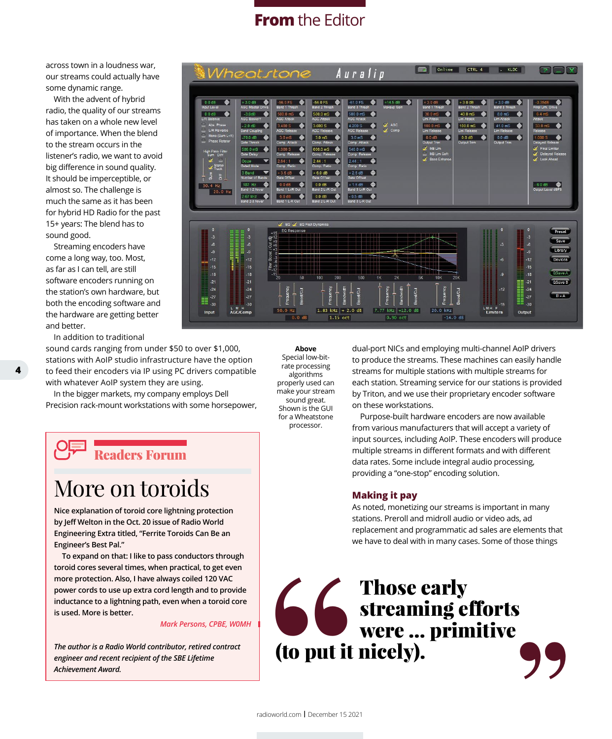across town in a loudness war, our streams could actually have some dynamic range.

With the advent of hybrid radio, the quality of our streams has taken on a whole new level of importance. When the blend to the stream occurs in the listener's radio, we want to avoid big difference in sound quality. It should be imperceptible, or almost so. The challenge is much the same as it has been for hybrid HD Radio for the past 15+ years: The blend has to sound good.

Streaming encoders have come a long way, too. Most, as far as I can tell, are still software encoders running on the station's own hardware, but both the encoding software and the hardware are getting better and better.

In addition to traditional sound cards ranging from under $50 to over $1,000, stations with AoIP studio infrastructure have the option to feed their encoders via IP using PC drivers compatible with whatever AoIP system they are using.

In the bigger markets, my company employs Dell Precision rack-mount workstations with some horsepower, dual-port NICs and employing multi-channel AoIP drivers to produce the streams. These machines can easily handle streams for multiple stations with multiple streams for each station. Streaming service for our stations is provided by Triton, and we use their proprietary encoder software on these workstations.

Purpose-built hardware encoders are now available from various manufacturers that will accept a variety of input sources, including AoIP. These encoders will produce multiple streams in different formats and with different data rates. Some include integral audio processing, providing a "one-stop" encoding solution.

**Above**
Special low-bit-rate processing algorithms properly used can make your stream sound great. Shown is the GUI for a Wheatstone processor.

## Making it pay

As noted, monetizing our streams is important in many stations. Preroll and midroll audio or video ads, ad replacement and programmatic ad sales are elements that we have to deal with in many cases. Some of those things

> **"Those early streaming efforts were … primitive (to put it nicely)."**

---

## Readers Forum

# More on toroids

Nice explanation of toroid core lightning protection by Jeff Welton in the Oct. 20 issue of Radio World Engineering Extra titled, "Ferrite Toroids Can Be an Engineer's Best Pal."

To expand on that: I like to pass conductors through toroid cores several times, when practical, to get even more protection. Also, I have always coiled 120 VAC power cords to use up extra cord length and to provide inductance to a lightning path, even when a toroid core is used. More is better.

*Mark Persons, CPBE, W0MH*

*The author is a Radio World contributor, retired contract engineer and recent recipient of the SBE Lifetime Achievement Award.*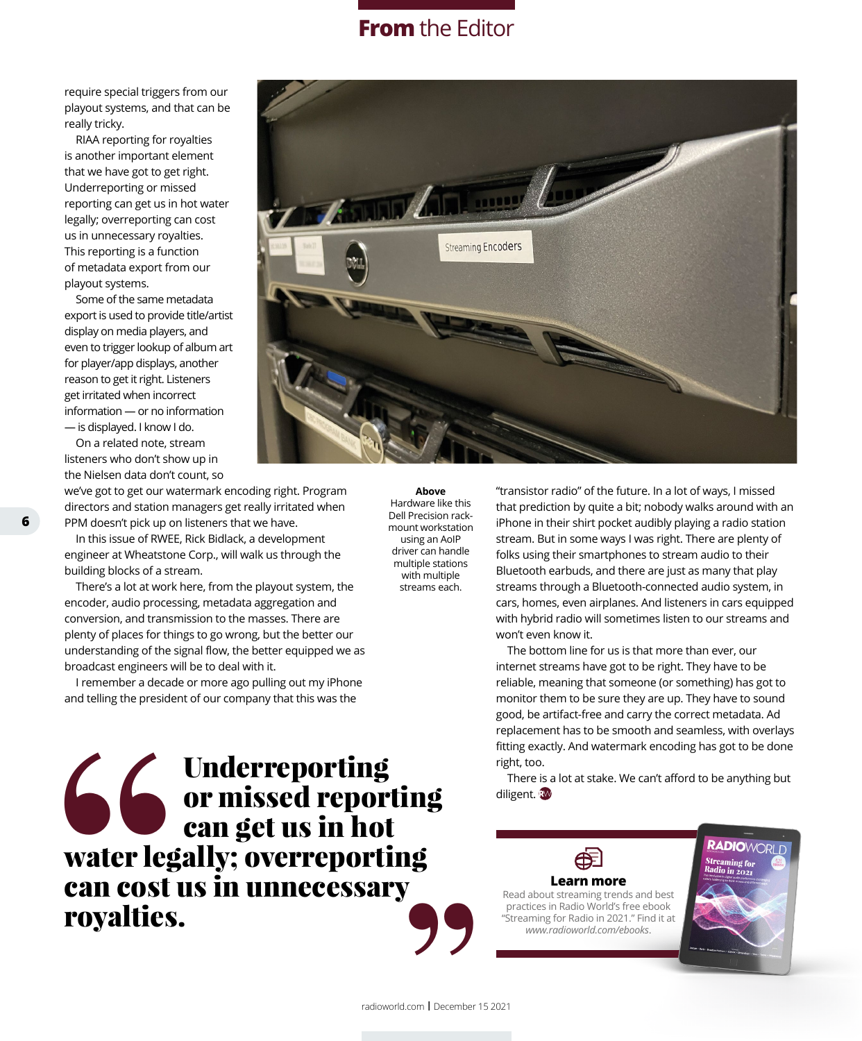require special triggers from our playout systems, and that can be really tricky.

RIAA reporting for royalties is another important element that we have got to get right. Underreporting or missed reporting can get us in hot water legally; overreporting can cost us in unnecessary royalties. This reporting is a function of metadata export from our playout systems.

Some of the same metadata export is used to provide title/artist display on media players, and even to trigger lookup of album art for player/app displays, another reason to get it right. Listeners get irritated when incorrect information — or no information — is displayed. I know I do.

On a related note, stream listeners who don't show up in the Nielsen data don't count, so we've got to get our watermark encoding right. Program directors and station managers get really irritated when PPM doesn't pick up on listeners that we have.

In this issue of RWEE, Rick Bidlack, a development engineer at Wheatstone Corp., will walk us through the building blocks of a stream.

There's a lot at work here, from the playout system, the encoder, audio processing, metadata aggregation and conversion, and transmission to the masses. There are plenty of places for things to go wrong, but the better our understanding of the signal flow, the better equipped we as broadcast engineers will be to deal with it.

I remember a decade or more ago pulling out my iPhone and telling the president of our company that this was the "transistor radio" of the future. In a lot of ways, I missed that prediction by quite a bit; nobody walks around with an iPhone in their shirt pocket audibly playing a radio station stream. But in some ways I was right. There are plenty of folks using their smartphones to stream audio to their Bluetooth earbuds, and there are just as many that play streams through a Bluetooth-connected audio system, in cars, homes, even airplanes. And listeners in cars equipped with hybrid radio will sometimes listen to our streams and won't even know it.

The bottom line for us is that more than ever, our internet streams have got to be right. They have to be reliable, meaning that someone (or something) has got to monitor them to be sure they are up. They have to sound good, be artifact-free and carry the correct metadata. Ad replacement has to be smooth and seamless, with overlays fitting exactly. And watermark encoding has got to be done right, too.

There is a lot at stake. We can't afford to be anything but diligent.

**Above**
Hardware like this Dell Precision rack-mount workstation using an AoIP driver can handle multiple stations with multiple streams each.

> **Underreporting or missed reporting can get us in hot water legally; overreporting can cost us in unnecessary royalties.**

**Learn more**
Read about streaming trends and best practices in Radio World's free ebook "Streaming for Radio in 2021." Find it at *www.radioworld.com/ebooks*.